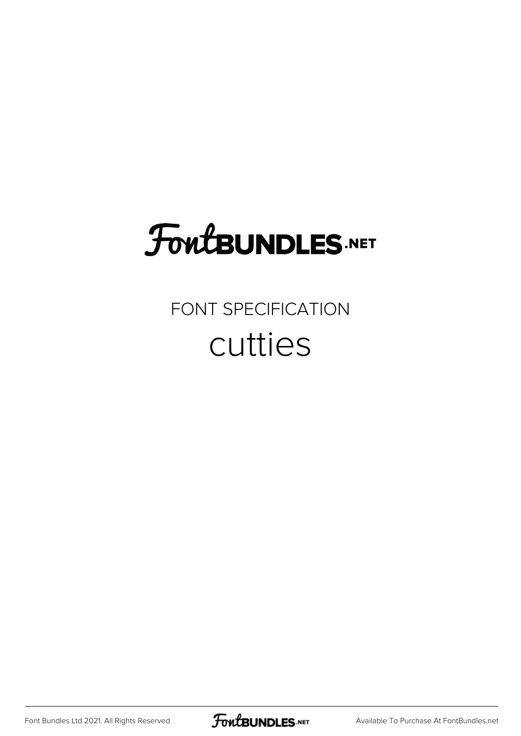# FontBundles.net

FONT SPECIFICATION

## cutties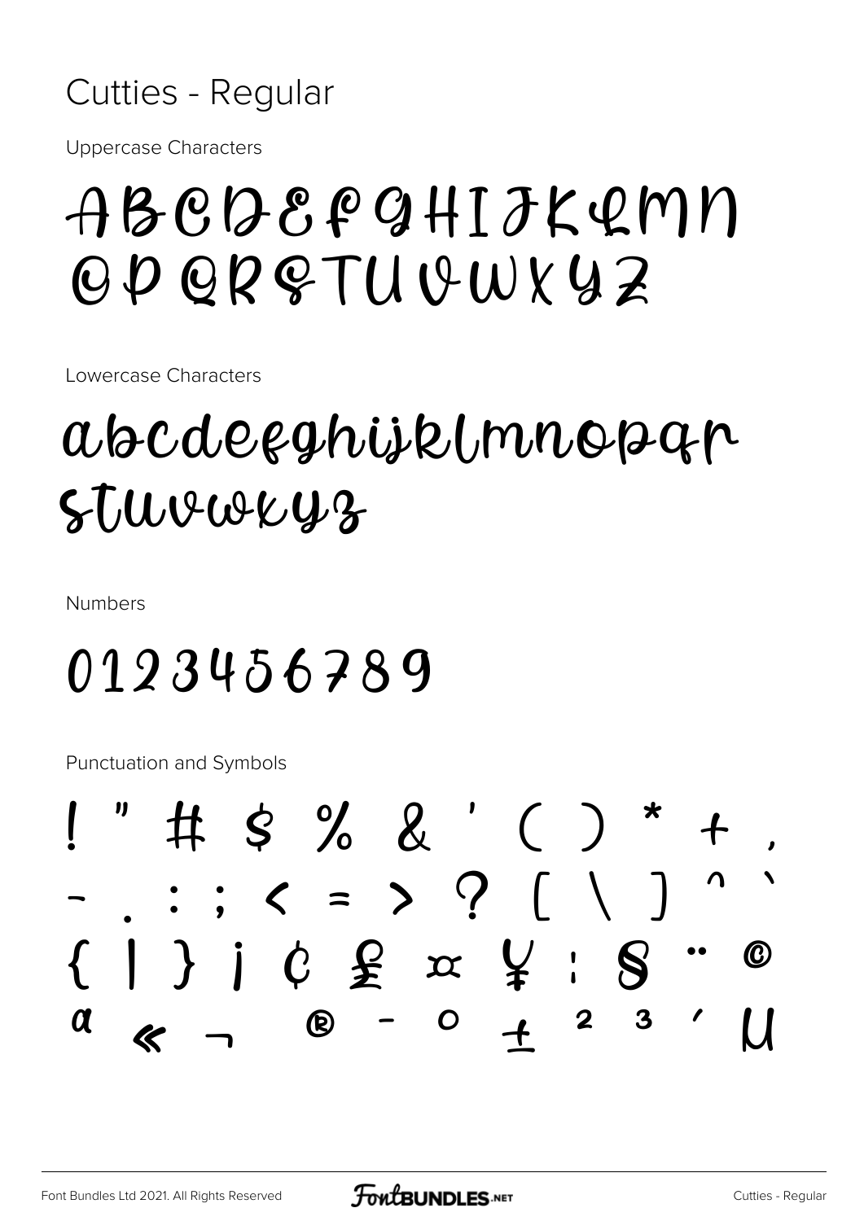# Cutties - Regular

Uppercase Characters

ABCDEFGHIJKLMN
OPQRSTUVWXYZ

Lowercase Characters

abcdefghijklmnopqr
stuvwxyz

Numbers

0123456789

Punctuation and Symbols

! " # $ % & ' ( ) * + ,
- . : ; < = > ? [ \ ] ^ `
{ | } ¡ ¢ £ ¤ ¥ ¦ § ¨ ©
ª « ¬ ® ¯ ° ± ² ³ ´ µ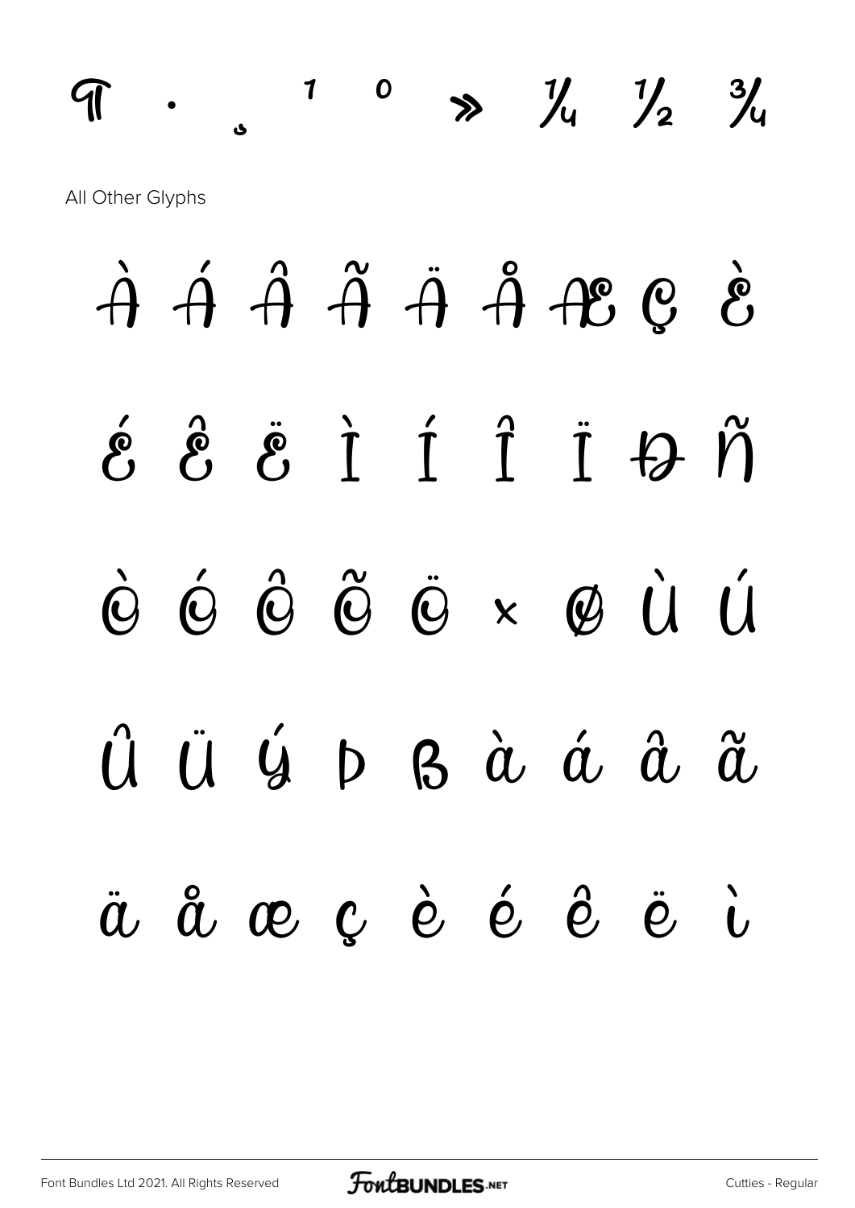¶ · ¸ ¹ º » ¼ ½ ¾

All Other Glyphs

À Á Â Ã Ä Å Æ Ç È

É Ê Ë Ì Í Î Ï Ð Ñ

Ò Ó Ô Õ Ö × Ø Ù Ú

Û Ü Ý Þ ß à á â ã

ä å æ ç è é ê ë ì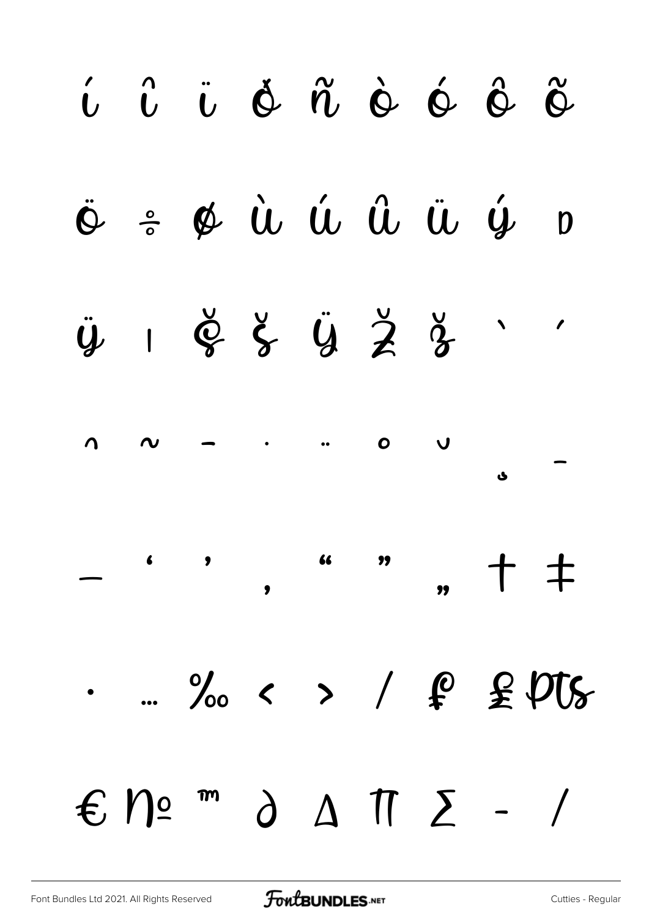í î ï ð ñ ò ó ô õ

ö ÷ ø ù ú û ü ý þ

ÿ ı Ğ ğ Ÿ Ž ž ` ´

ˆ ˜ ¯ ˙ ¨ ˚ ˘ ¸ ˉ

— ‘ ’ ‚ “ ” „ † ‡

• … ‰ ‹ › ⁄ ₤ £ ₧

€ № ™ ∂ ∆ ∏ ∑ − ∕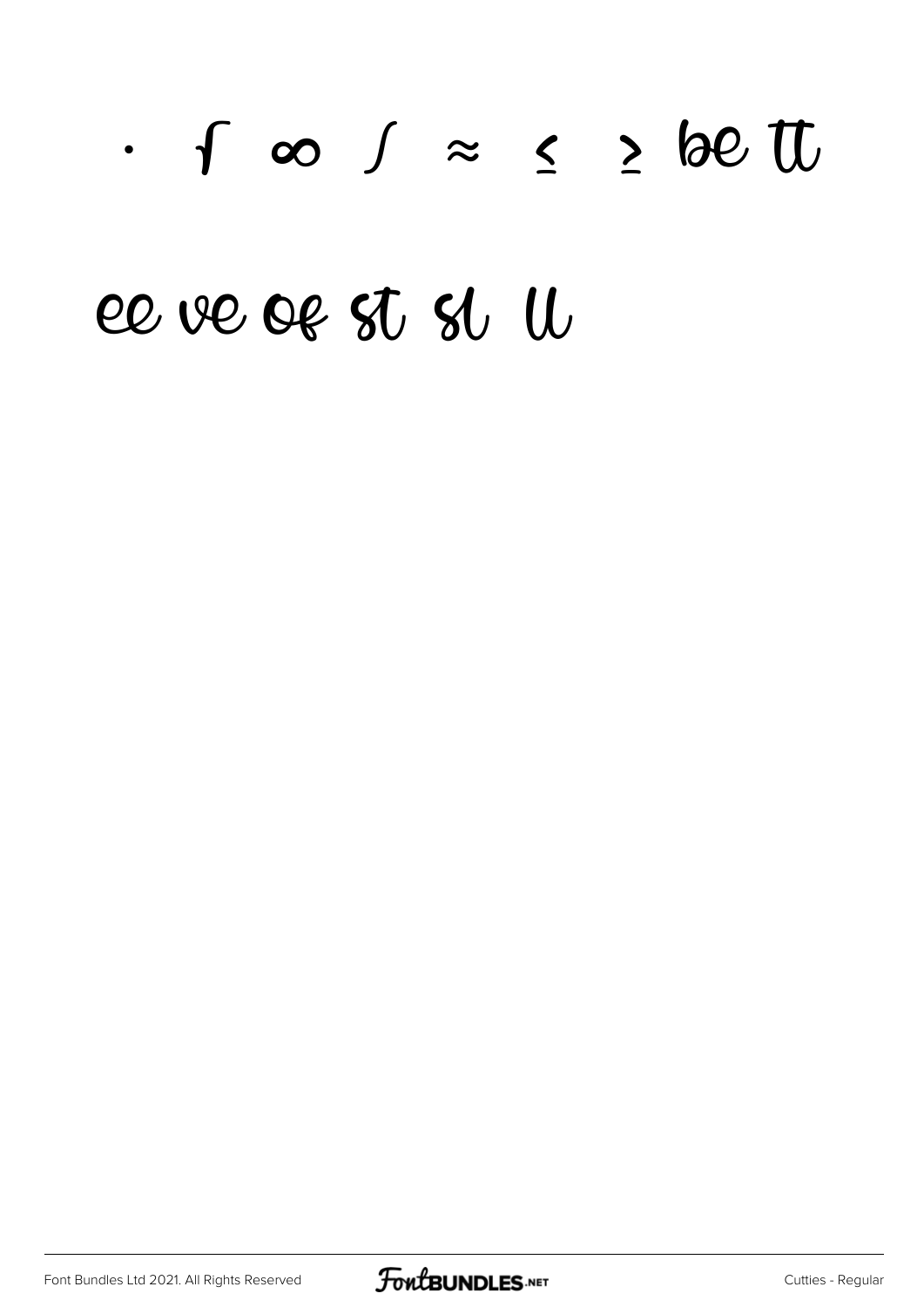· ſ ∞ ∫ ≈ ≤ ≥ be tt

ee ve of st sl ll